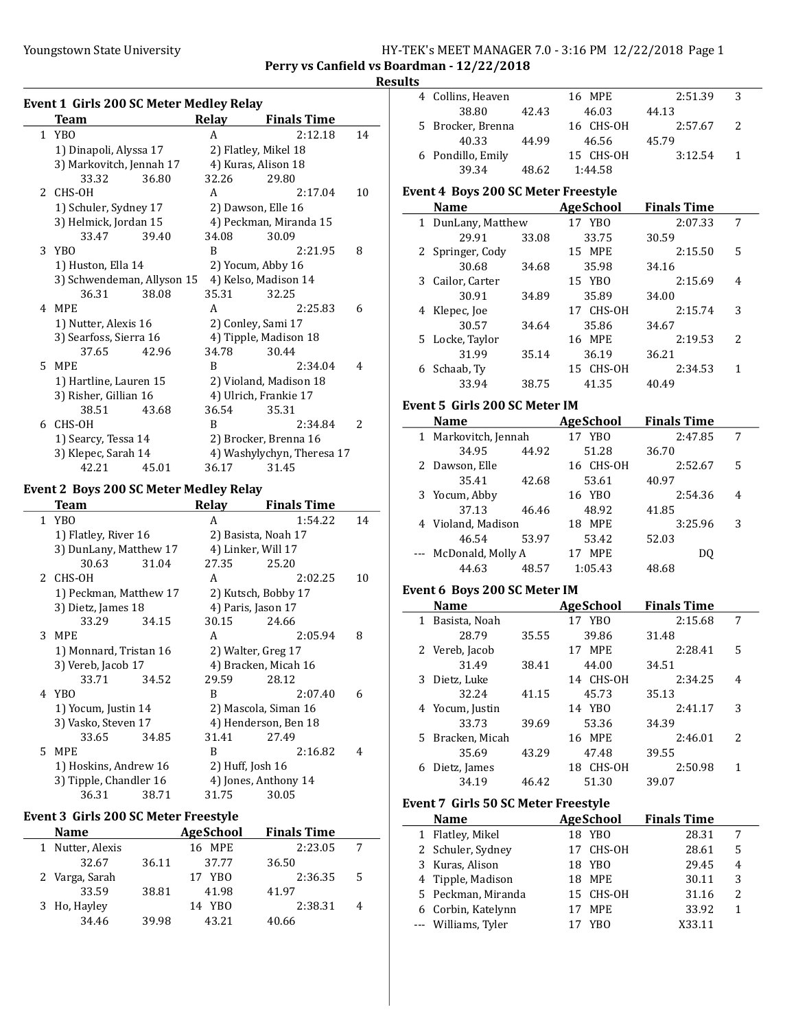Youngstown State University

HY-TEK's MEET MANAGER 7.0 - 3:16 PM 12/22/2018

## Perry vs Canfield vs Boardman - 12/22/2018

### Results

#### Event 1 Girls 200 SC Meter Medley Relay

| | Team | Relay | Finals Time | |
|---|---|---|---|---|
| 1 | YBO | A | 2:12.18 | 14 |
| | 1) Dinapoli, Alyssa 17 | 2) Flatley, Mikel 18 | | |
| | 3) Markovitch, Jennah 17 | 4) Kuras, Alison 18 | | |
| | 33.32 36.80 | 32.26 29.80 | | |
| 2 | CHS-OH | A | 2:17.04 | 10 |
| | 1) Schuler, Sydney 17 | 2) Dawson, Elle 16 | | |
| | 3) Helmick, Jordan 15 | 4) Peckman, Miranda 15 | | |
| | 33.47 39.40 | 34.08 30.09 | | |
| 3 | YBO | B | 2:21.95 | 8 |
| | 1) Huston, Ella 14 | 2) Yocum, Abby 16 | | |
| | 3) Schwendeman, Allyson 15 | 4) Kelso, Madison 14 | | |
| | 36.31 38.08 | 35.31 32.25 | | |
| 4 | MPE | A | 2:25.83 | 6 |
| | 1) Nutter, Alexis 16 | 2) Conley, Sami 17 | | |
| | 3) Searfoss, Sierra 16 | 4) Tipple, Madison 18 | | |
| | 37.65 42.96 | 34.78 30.44 | | |
| 5 | MPE | B | 2:34.04 | 4 |
| | 1) Hartline, Lauren 15 | 2) Violand, Madison 18 | | |
| | 3) Risher, Gillian 16 | 4) Ulrich, Frankie 17 | | |
| | 38.51 43.68 | 36.54 35.31 | | |
| 6 | CHS-OH | B | 2:34.84 | 2 |
| | 1) Searcy, Tessa 14 | 2) Brocker, Brenna 16 | | |
| | 3) Klepec, Sarah 14 | 4) Washylychyn, Theresa 17 | | |
| | 42.21 45.01 | 36.17 31.45 | | |

#### Event 2 Boys 200 SC Meter Medley Relay

| | Team | Relay | Finals Time | |
|---|---|---|---|---|
| 1 | YBO | A | 1:54.22 | 14 |
| | 1) Flatley, River 16 | 2) Basista, Noah 17 | | |
| | 3) DunLany, Matthew 17 | 4) Linker, Will 17 | | |
| | 30.63 31.04 | 27.35 25.20 | | |
| 2 | CHS-OH | A | 2:02.25 | 10 |
| | 1) Peckman, Matthew 17 | 2) Kutsch, Bobby 17 | | |
| | 3) Dietz, James 18 | 4) Paris, Jason 17 | | |
| | 33.29 34.15 | 30.15 24.66 | | |
| 3 | MPE | A | 2:05.94 | 8 |
| | 1) Monnard, Tristan 16 | 2) Walter, Greg 17 | | |
| | 3) Vereb, Jacob 17 | 4) Bracken, Micah 16 | | |
| | 33.71 34.52 | 29.59 28.12 | | |
| 4 | YBO | B | 2:07.40 | 6 |
| | 1) Yocum, Justin 14 | 2) Mascola, Siman 16 | | |
| | 3) Vasko, Steven 17 | 4) Henderson, Ben 18 | | |
| | 33.65 34.85 | 31.41 27.49 | | |
| 5 | MPE | B | 2:16.82 | 4 |
| | 1) Hoskins, Andrew 16 | 2) Huff, Josh 16 | | |
| | 3) Tipple, Chandler 16 | 4) Jones, Anthony 14 | | |
| | 36.31 38.71 | 31.75 30.05 | | |

#### Event 3 Girls 200 SC Meter Freestyle

| | Name | Age | School | Finals Time | |
|---|---|---|---|---|---|
| 1 | Nutter, Alexis | 16 | MPE | 2:23.05 | 7 |
| | 32.67 36.11 37.77 36.50 | | | | |
| 2 | Varga, Sarah | 17 | YBO | 2:36.35 | 5 |
| | 33.59 38.81 41.98 41.97 | | | | |
| 3 | Ho, Hayley | 14 | YBO | 2:38.31 | 4 |
| | 34.46 39.98 43.21 40.66 | | | | |
| 4 | Collins, Heaven | 16 | MPE | 2:51.39 | 3 |
| | 38.80 42.43 46.03 44.13 | | | | |
| 5 | Brocker, Brenna | 16 | CHS-OH | 2:57.67 | 2 |
| | 40.33 44.99 46.56 45.79 | | | | |
| 6 | Pondillo, Emily | 15 | CHS-OH | 3:12.54 | 1 |
| | 39.34 48.62 1:44.58 | | | | |

#### Event 4 Boys 200 SC Meter Freestyle

| | Name | Age | School | Finals Time | |
|---|---|---|---|---|---|
| 1 | DunLany, Matthew | 17 | YBO | 2:07.33 | 7 |
| | 29.91 33.08 33.75 30.59 | | | | |
| 2 | Springer, Cody | 15 | MPE | 2:15.50 | 5 |
| | 30.68 34.68 35.98 34.16 | | | | |
| 3 | Cailor, Carter | 15 | YBO | 2:15.69 | 4 |
| | 30.91 34.89 35.89 34.00 | | | | |
| 4 | Klepec, Joe | 17 | CHS-OH | 2:15.74 | 3 |
| | 30.57 34.64 35.86 34.67 | | | | |
| 5 | Locke, Taylor | 16 | MPE | 2:19.53 | 2 |
| | 31.99 35.14 36.19 36.21 | | | | |
| 6 | Schaab, Ty | 15 | CHS-OH | 2:34.53 | 1 |
| | 33.94 38.75 41.35 40.49 | | | | |

#### Event 5 Girls 200 SC Meter IM

| | Name | Age | School | Finals Time | |
|---|---|---|---|---|---|
| 1 | Markovitch, Jennah | 17 | YBO | 2:47.85 | 7 |
| | 34.95 44.92 51.28 36.70 | | | | |
| 2 | Dawson, Elle | 16 | CHS-OH | 2:52.67 | 5 |
| | 35.41 42.68 53.61 40.97 | | | | |
| 3 | Yocum, Abby | 16 | YBO | 2:54.36 | 4 |
| | 37.13 46.46 48.92 41.85 | | | | |
| 4 | Violand, Madison | 18 | MPE | 3:25.96 | 3 |
| | 46.54 53.97 53.42 52.03 | | | | |
| --- | McDonald, Molly A | 17 | MPE | DQ | |
| | 44.63 48.57 1:05.43 48.68 | | | | |

#### Event 6 Boys 200 SC Meter IM

| | Name | Age | School | Finals Time | |
|---|---|---|---|---|---|
| 1 | Basista, Noah | 17 | YBO | 2:15.68 | 7 |
| | 28.79 35.55 39.86 31.48 | | | | |
| 2 | Vereb, Jacob | 17 | MPE | 2:28.41 | 5 |
| | 31.49 38.41 44.00 34.51 | | | | |
| 3 | Dietz, Luke | 14 | CHS-OH | 2:34.25 | 4 |
| | 32.24 41.15 45.73 35.13 | | | | |
| 4 | Yocum, Justin | 14 | YBO | 2:41.17 | 3 |
| | 33.73 39.69 53.36 34.39 | | | | |
| 5 | Bracken, Micah | 16 | MPE | 2:46.01 | 2 |
| | 35.69 43.29 47.48 39.55 | | | | |
| 6 | Dietz, James | 18 | CHS-OH | 2:50.98 | 1 |
| | 34.19 46.42 51.30 39.07 | | | | |

#### Event 7 Girls 50 SC Meter Freestyle

| | Name | Age | School | Finals Time | |
|---|---|---|---|---|---|
| 1 | Flatley, Mikel | 18 | YBO | 28.31 | 7 |
| 2 | Schuler, Sydney | 17 | CHS-OH | 28.61 | 5 |
| 3 | Kuras, Alison | 18 | YBO | 29.45 | 4 |
| 4 | Tipple, Madison | 18 | MPE | 30.11 | 3 |
| 5 | Peckman, Miranda | 15 | CHS-OH | 31.16 | 2 |
| 6 | Corbin, Katelynn | 17 | MPE | 33.92 | 1 |
| --- | Williams, Tyler | 17 | YBO | X33.11 | |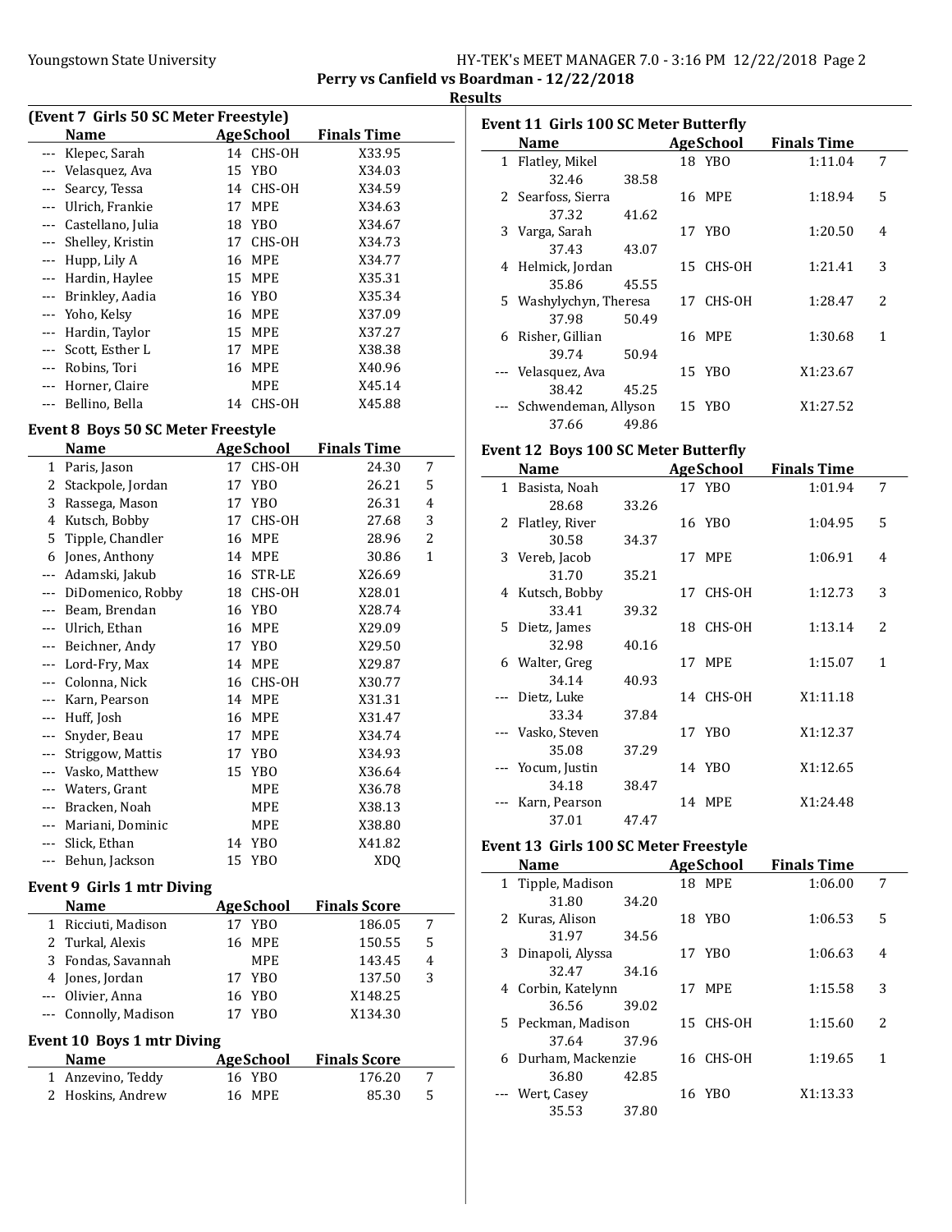## Perry vs Canfield vs Boardman - 12/22/2018

### Results

**(Event 7 Girls 50 SC Meter Freestyle)**

| | Name | Age | School | Finals Time | |
|---|---|---|---|---|---|
| --- | Klepec, Sarah | 14 | CHS-OH | X33.95 | |
| --- | Velasquez, Ava | 15 | YBO | X34.03 | |
| --- | Searcy, Tessa | 14 | CHS-OH | X34.59 | |
| --- | Ulrich, Frankie | 17 | MPE | X34.63 | |
| --- | Castellano, Julia | 18 | YBO | X34.67 | |
| --- | Shelley, Kristin | 17 | CHS-OH | X34.73 | |
| --- | Hupp, Lily A | 16 | MPE | X34.77 | |
| --- | Hardin, Haylee | 15 | MPE | X35.31 | |
| --- | Brinkley, Aadia | 16 | YBO | X35.34 | |
| --- | Yoho, Kelsy | 16 | MPE | X37.09 | |
| --- | Hardin, Taylor | 15 | MPE | X37.27 | |
| --- | Scott, Esther L | 17 | MPE | X38.38 | |
| --- | Robins, Tori | 16 | MPE | X40.96 | |
| --- | Horner, Claire | | MPE | X45.14 | |
| --- | Bellino, Bella | 14 | CHS-OH | X45.88 | |

**Event 8 Boys 50 SC Meter Freestyle**

| | Name | Age | School | Finals Time | |
|---|---|---|---|---|---|
| 1 | Paris, Jason | 17 | CHS-OH | 24.30 | 7 |
| 2 | Stackpole, Jordan | 17 | YBO | 26.21 | 5 |
| 3 | Rassega, Mason | 17 | YBO | 26.31 | 4 |
| 4 | Kutsch, Bobby | 17 | CHS-OH | 27.68 | 3 |
| 5 | Tipple, Chandler | 16 | MPE | 28.96 | 2 |
| 6 | Jones, Anthony | 14 | MPE | 30.86 | 1 |
| --- | Adamski, Jakub | 16 | STR-LE | X26.69 | |
| --- | DiDomenico, Robby | 18 | CHS-OH | X28.01 | |
| --- | Beam, Brendan | 16 | YBO | X28.74 | |
| --- | Ulrich, Ethan | 16 | MPE | X29.09 | |
| --- | Beichner, Andy | 17 | YBO | X29.50 | |
| --- | Lord-Fry, Max | 14 | MPE | X29.87 | |
| --- | Colonna, Nick | 16 | CHS-OH | X30.77 | |
| --- | Karn, Pearson | 14 | MPE | X31.31 | |
| --- | Huff, Josh | 16 | MPE | X31.47 | |
| --- | Snyder, Beau | 17 | MPE | X34.74 | |
| --- | Striggow, Mattis | 17 | YBO | X34.93 | |
| --- | Vasko, Matthew | 15 | YBO | X36.64 | |
| --- | Waters, Grant | | MPE | X36.78 | |
| --- | Bracken, Noah | | MPE | X38.13 | |
| --- | Mariani, Dominic | | MPE | X38.80 | |
| --- | Slick, Ethan | 14 | YBO | X41.82 | |
| --- | Behun, Jackson | 15 | YBO | XDQ | |

**Event 9 Girls 1 mtr Diving**

| | Name | Age | School | Finals Score | |
|---|---|---|---|---|---|
| 1 | Ricciuti, Madison | 17 | YBO | 186.05 | 7 |
| 2 | Turkal, Alexis | 16 | MPE | 150.55 | 5 |
| 3 | Fondas, Savannah | | MPE | 143.45 | 4 |
| 4 | Jones, Jordan | 17 | YBO | 137.50 | 3 |
| --- | Olivier, Anna | 16 | YBO | X148.25 | |
| --- | Connolly, Madison | 17 | YBO | X134.30 | |

**Event 10 Boys 1 mtr Diving**

| | Name | Age | School | Finals Score | |
|---|---|---|---|---|---|
| 1 | Anzevino, Teddy | 16 | YBO | 176.20 | 7 |
| 2 | Hoskins, Andrew | 16 | MPE | 85.30 | 5 |

**Event 11 Girls 100 SC Meter Butterfly**

| | Name | Age | School | Finals Time | |
|---|---|---|---|---|---|
| 1 | Flatley, Mikel | 18 | YBO | 1:11.04 | 7 |
| | 32.46 38.58 | | | | |
| 2 | Searfoss, Sierra | 16 | MPE | 1:18.94 | 5 |
| | 37.32 41.62 | | | | |
| 3 | Varga, Sarah | 17 | YBO | 1:20.50 | 4 |
| | 37.43 43.07 | | | | |
| 4 | Helmick, Jordan | 15 | CHS-OH | 1:21.41 | 3 |
| | 35.86 45.55 | | | | |
| 5 | Washylychyn, Theresa | 17 | CHS-OH | 1:28.47 | 2 |
| | 37.98 50.49 | | | | |
| 6 | Risher, Gillian | 16 | MPE | 1:30.68 | 1 |
| | 39.74 50.94 | | | | |
| --- | Velasquez, Ava | 15 | YBO | X1:23.67 | |
| | 38.42 45.25 | | | | |
| --- | Schwendeman, Allyson | 15 | YBO | X1:27.52 | |
| | 37.66 49.86 | | | | |

**Event 12 Boys 100 SC Meter Butterfly**

| | Name | Age | School | Finals Time | |
|---|---|---|---|---|---|
| 1 | Basista, Noah | 17 | YBO | 1:01.94 | 7 |
| | 28.68 33.26 | | | | |
| 2 | Flatley, River | 16 | YBO | 1:04.95 | 5 |
| | 30.58 34.37 | | | | |
| 3 | Vereb, Jacob | 17 | MPE | 1:06.91 | 4 |
| | 31.70 35.21 | | | | |
| 4 | Kutsch, Bobby | 17 | CHS-OH | 1:12.73 | 3 |
| | 33.41 39.32 | | | | |
| 5 | Dietz, James | 18 | CHS-OH | 1:13.14 | 2 |
| | 32.98 40.16 | | | | |
| 6 | Walter, Greg | 17 | MPE | 1:15.07 | 1 |
| | 34.14 40.93 | | | | |
| --- | Dietz, Luke | 14 | CHS-OH | X1:11.18 | |
| | 33.34 37.84 | | | | |
| --- | Vasko, Steven | 17 | YBO | X1:12.37 | |
| | 35.08 37.29 | | | | |
| --- | Yocum, Justin | 14 | YBO | X1:12.65 | |
| | 34.18 38.47 | | | | |
| --- | Karn, Pearson | 14 | MPE | X1:24.48 | |
| | 37.01 47.47 | | | | |

**Event 13 Girls 100 SC Meter Freestyle**

| | Name | Age | School | Finals Time | |
|---|---|---|---|---|---|
| 1 | Tipple, Madison | 18 | MPE | 1:06.00 | 7 |
| | 31.80 34.20 | | | | |
| 2 | Kuras, Alison | 18 | YBO | 1:06.53 | 5 |
| | 31.97 34.56 | | | | |
| 3 | Dinapoli, Alyssa | 17 | YBO | 1:06.63 | 4 |
| | 32.47 34.16 | | | | |
| 4 | Corbin, Katelynn | 17 | MPE | 1:15.58 | 3 |
| | 36.56 39.02 | | | | |
| 5 | Peckman, Madison | 15 | CHS-OH | 1:15.60 | 2 |
| | 37.64 37.96 | | | | |
| 6 | Durham, Mackenzie | 16 | CHS-OH | 1:19.65 | 1 |
| | 36.80 42.85 | | | | |
| --- | Wert, Casey | 16 | YBO | X1:13.33 | |
| | 35.53 37.80 | | | | |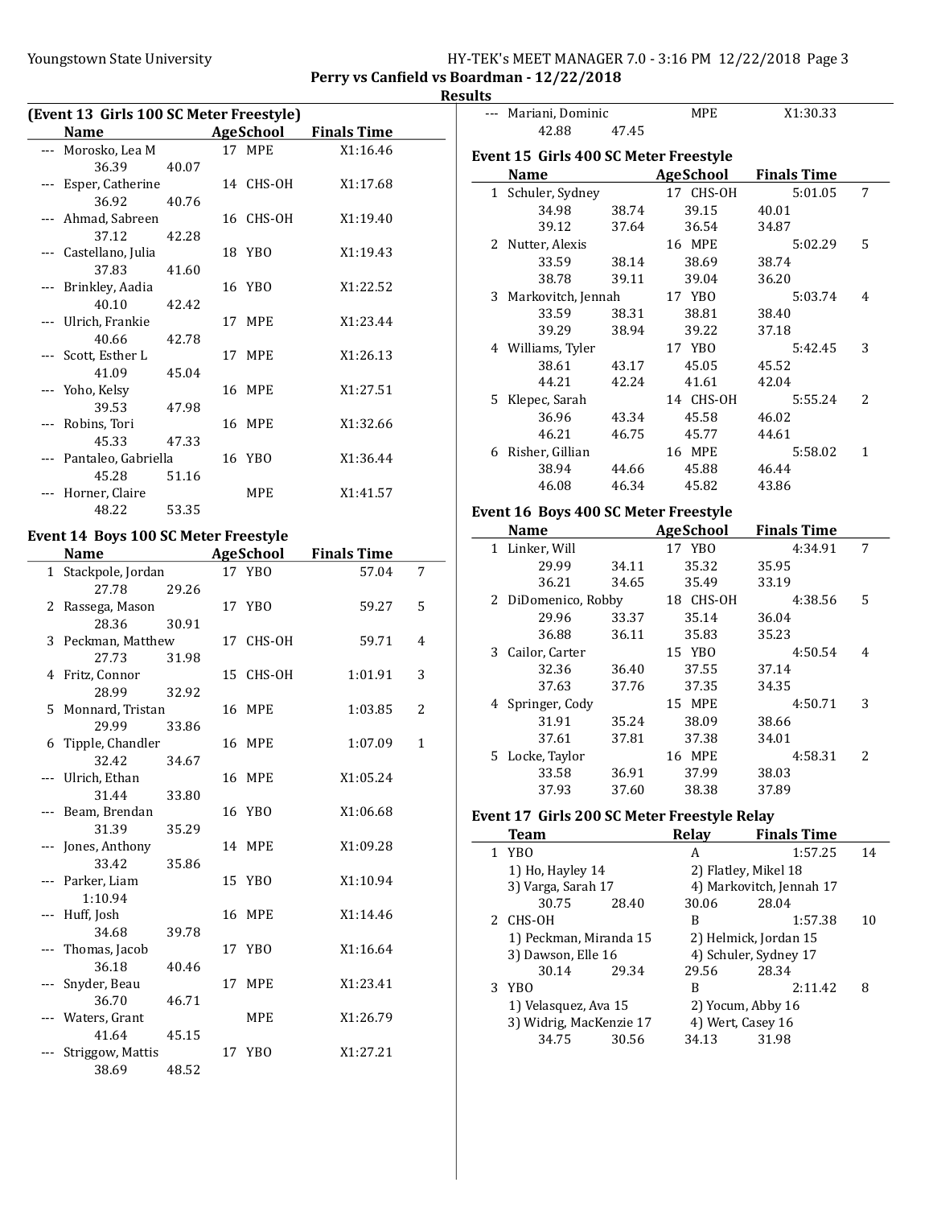Youngstown State University — HY-TEK's MEET MANAGER 7.0 - 3:16 PM 12/22/2018 Page 3

**Perry vs Canfield vs Boardman - 12/22/2018**

**Results**

### (Event 13 Girls 100 SC Meter Freestyle)

| | Name | Age | School | Finals Time | |
|---|---|---|---|---|---|
| --- | Morosko, Lea M | 17 | MPE | X1:16.46 | |
| | 36.39 40.07 | | | | |
| --- | Esper, Catherine | 14 | CHS-OH | X1:17.68 | |
| | 36.92 40.76 | | | | |
| --- | Ahmad, Sabreen | 16 | CHS-OH | X1:19.40 | |
| | 37.12 42.28 | | | | |
| --- | Castellano, Julia | 18 | YBO | X1:19.43 | |
| | 37.83 41.60 | | | | |
| --- | Brinkley, Aadia | 16 | YBO | X1:22.52 | |
| | 40.10 42.42 | | | | |
| --- | Ulrich, Frankie | 17 | MPE | X1:23.44 | |
| | 40.66 42.78 | | | | |
| --- | Scott, Esther L | 17 | MPE | X1:26.13 | |
| | 41.09 45.04 | | | | |
| --- | Yoho, Kelsy | 16 | MPE | X1:27.51 | |
| | 39.53 47.98 | | | | |
| --- | Robins, Tori | 16 | MPE | X1:32.66 | |
| | 45.33 47.33 | | | | |
| --- | Pantaleo, Gabriella | 16 | YBO | X1:36.44 | |
| | 45.28 51.16 | | | | |
| --- | Horner, Claire | | MPE | X1:41.57 | |
| | 48.22 53.35 | | | | |

### Event 14 Boys 100 SC Meter Freestyle

| | Name | Age | School | Finals Time | |
|---|---|---|---|---|---|
| 1 | Stackpole, Jordan | 17 | YBO | 57.04 | 7 |
| | 27.78 29.26 | | | | |
| 2 | Rassega, Mason | 17 | YBO | 59.27 | 5 |
| | 28.36 30.91 | | | | |
| 3 | Peckman, Matthew | 17 | CHS-OH | 59.71 | 4 |
| | 27.73 31.98 | | | | |
| 4 | Fritz, Connor | 15 | CHS-OH | 1:01.91 | 3 |
| | 28.99 32.92 | | | | |
| 5 | Monnard, Tristan | 16 | MPE | 1:03.85 | 2 |
| | 29.99 33.86 | | | | |
| 6 | Tipple, Chandler | 16 | MPE | 1:07.09 | 1 |
| | 32.42 34.67 | | | | |
| --- | Ulrich, Ethan | 16 | MPE | X1:05.24 | |
| | 31.44 33.80 | | | | |
| --- | Beam, Brendan | 16 | YBO | X1:06.68 | |
| | 31.39 35.29 | | | | |
| --- | Jones, Anthony | 14 | MPE | X1:09.28 | |
| | 33.42 35.86 | | | | |
| --- | Parker, Liam | 15 | YBO | X1:10.94 | |
| | 1:10.94 | | | | |
| --- | Huff, Josh | 16 | MPE | X1:14.46 | |
| | 34.68 39.78 | | | | |
| --- | Thomas, Jacob | 17 | YBO | X1:16.64 | |
| | 36.18 40.46 | | | | |
| --- | Snyder, Beau | 17 | MPE | X1:23.41 | |
| | 36.70 46.71 | | | | |
| --- | Waters, Grant | | MPE | X1:26.79 | |
| | 41.64 45.15 | | | | |
| --- | Striggow, Mattis | 17 | YBO | X1:27.21 | |
| | 38.69 48.52 | | | | |
| --- | Mariani, Dominic | | MPE | X1:30.33 | |
| | 42.88 47.45 | | | | |

### Event 15 Girls 400 SC Meter Freestyle

| | Name | Age | School | Finals Time | |
|---|---|---|---|---|---|
| 1 | Schuler, Sydney | 17 | CHS-OH | 5:01.05 | 7 |
| | 34.98 38.74 39.15 40.01 | | | | |
| | 39.12 37.64 36.54 34.87 | | | | |
| 2 | Nutter, Alexis | 16 | MPE | 5:02.29 | 5 |
| | 33.59 38.14 38.69 38.74 | | | | |
| | 38.78 39.11 39.04 36.20 | | | | |
| 3 | Markovitch, Jennah | 17 | YBO | 5:03.74 | 4 |
| | 33.59 38.31 38.81 38.40 | | | | |
| | 39.29 38.94 39.22 37.18 | | | | |
| 4 | Williams, Tyler | 17 | YBO | 5:42.45 | 3 |
| | 38.61 43.17 45.05 45.52 | | | | |
| | 44.21 42.24 41.61 42.04 | | | | |
| 5 | Klepec, Sarah | 14 | CHS-OH | 5:55.24 | 2 |
| | 36.96 43.34 45.58 46.02 | | | | |
| | 46.21 46.75 45.77 44.61 | | | | |
| 6 | Risher, Gillian | 16 | MPE | 5:58.02 | 1 |
| | 38.94 44.66 45.88 46.44 | | | | |
| | 46.08 46.34 45.82 43.86 | | | | |

### Event 16 Boys 400 SC Meter Freestyle

| | Name | Age | School | Finals Time | |
|---|---|---|---|---|---|
| 1 | Linker, Will | 17 | YBO | 4:34.91 | 7 |
| | 29.99 34.11 35.32 35.95 | | | | |
| | 36.21 34.65 35.49 33.19 | | | | |
| 2 | DiDomenico, Robby | 18 | CHS-OH | 4:38.56 | 5 |
| | 29.96 33.37 35.14 36.04 | | | | |
| | 36.88 36.11 35.83 35.23 | | | | |
| 3 | Cailor, Carter | 15 | YBO | 4:50.54 | 4 |
| | 32.36 36.40 37.55 37.14 | | | | |
| | 37.63 37.76 37.35 34.35 | | | | |
| 4 | Springer, Cody | 15 | MPE | 4:50.71 | 3 |
| | 31.91 35.24 38.09 38.66 | | | | |
| | 37.61 37.81 37.38 34.01 | | | | |
| 5 | Locke, Taylor | 16 | MPE | 4:58.31 | 2 |
| | 33.58 36.91 37.99 38.03 | | | | |
| | 37.93 37.60 38.38 37.89 | | | | |

### Event 17 Girls 200 SC Meter Freestyle Relay

| | Team | Relay | Finals Time | |
|---|---|---|---|---|
| 1 | YBO | A | 1:57.25 | 14 |
| | 1) Ho, Hayley 14; 2) Flatley, Mikel 18; 3) Varga, Sarah 17; 4) Markovitch, Jennah 17 | | | |
| | 30.75 28.40 30.06 28.04 | | | |
| 2 | CHS-OH | B | 1:57.38 | 10 |
| | 1) Peckman, Miranda 15; 2) Helmick, Jordan 15; 3) Dawson, Elle 16; 4) Schuler, Sydney 17 | | | |
| | 30.14 29.34 29.56 28.34 | | | |
| 3 | YBO | B | 2:11.42 | 8 |
| | 1) Velasquez, Ava 15; 2) Yocum, Abby 16; 3) Widrig, MacKenzie 17; 4) Wert, Casey 16 | | | |
| | 34.75 30.56 34.13 31.98 | | | |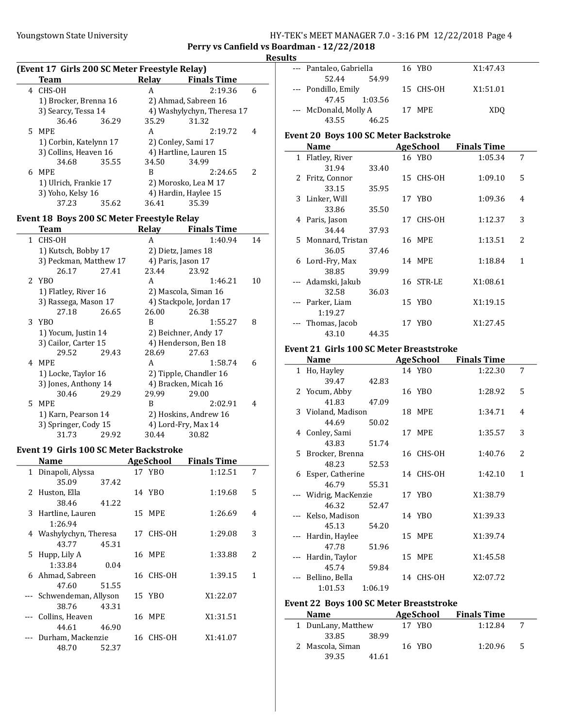## Perry vs Canfield vs Boardman - 12/22/2018

### Results

#### (Event 17 Girls 200 SC Meter Freestyle Relay)

| | Team | Relay | Finals Time | |
|---|---|---|---|---|
| 4 | CHS-OH | A | 2:19.36 | 6 |
| | 1) Brocker, Brenna 16 | 2) Ahmad, Sabreen 16 | | |
| | 3) Searcy, Tessa 14 | 4) Washylychyn, Theresa 17 | | |
| | 36.46  36.29 | 35.29  31.32 | | |
| 5 | MPE | A | 2:19.72 | 4 |
| | 1) Corbin, Katelynn 17 | 2) Conley, Sami 17 | | |
| | 3) Collins, Heaven 16 | 4) Hartline, Lauren 15 | | |
| | 34.68  35.55 | 34.50  34.99 | | |
| 6 | MPE | B | 2:24.65 | 2 |
| | 1) Ulrich, Frankie 17 | 2) Morosko, Lea M 17 | | |
| | 3) Yoho, Kelsy 16 | 4) Hardin, Haylee 15 | | |
| | 37.23  35.62 | 36.41  35.39 | | |

#### Event 18 Boys 200 SC Meter Freestyle Relay

| | Team | Relay | Finals Time | |
|---|---|---|---|---|
| 1 | CHS-OH | A | 1:40.94 | 14 |
| | 1) Kutsch, Bobby 17 | 2) Dietz, James 18 | | |
| | 3) Peckman, Matthew 17 | 4) Paris, Jason 17 | | |
| | 26.17  27.41 | 23.44  23.92 | | |
| 2 | YBO | A | 1:46.21 | 10 |
| | 1) Flatley, River 16 | 2) Mascola, Siman 16 | | |
| | 3) Rassega, Mason 17 | 4) Stackpole, Jordan 17 | | |
| | 27.18  26.65 | 26.00  26.38 | | |
| 3 | YBO | B | 1:55.27 | 8 |
| | 1) Yocum, Justin 14 | 2) Beichner, Andy 17 | | |
| | 3) Cailor, Carter 15 | 4) Henderson, Ben 18 | | |
| | 29.52  29.43 | 28.69  27.63 | | |
| 4 | MPE | A | 1:58.74 | 6 |
| | 1) Locke, Taylor 16 | 2) Tipple, Chandler 16 | | |
| | 3) Jones, Anthony 14 | 4) Bracken, Micah 16 | | |
| | 30.46  29.29 | 29.99  29.00 | | |
| 5 | MPE | B | 2:02.91 | 4 |
| | 1) Karn, Pearson 14 | 2) Hoskins, Andrew 16 | | |
| | 3) Springer, Cody 15 | 4) Lord-Fry, Max 14 | | |
| | 31.73  29.92 | 30.44  30.82 | | |

#### Event 19 Girls 100 SC Meter Backstroke

| | Name | Age | School | Finals Time | |
|---|---|---|---|---|---|
| 1 | Dinapoli, Alyssa | 17 | YBO | 1:12.51 | 7 |
| | 35.09  37.42 | | | | |
| 2 | Huston, Ella | 14 | YBO | 1:19.68 | 5 |
| | 38.46  41.22 | | | | |
| 3 | Hartline, Lauren | 15 | MPE | 1:26.69 | 4 |
| | 1:26.94 | | | | |
| 4 | Washylychyn, Theresa | 17 | CHS-OH | 1:29.08 | 3 |
| | 43.77  45.31 | | | | |
| 5 | Hupp, Lily A | 16 | MPE | 1:33.88 | 2 |
| | 1:33.84  0.04 | | | | |
| 6 | Ahmad, Sabreen | 16 | CHS-OH | 1:39.15 | 1 |
| | 47.60  51.55 | | | | |
| --- | Schwendeman, Allyson | 15 | YBO | X1:22.07 | |
| | 38.76  43.31 | | | | |
| --- | Collins, Heaven | 16 | MPE | X1:31.51 | |
| | 44.61  46.90 | | | | |
| --- | Durham, Mackenzie | 16 | CHS-OH | X1:41.07 | |
| | 48.70  52.37 | | | | |
| --- | Pantaleo, Gabriella | 16 | YBO | X1:47.43 | |
| | 52.44  54.99 | | | | |
| --- | Pondillo, Emily | 15 | CHS-OH | X1:51.01 | |
| | 47.45  1:03.56 | | | | |
| --- | McDonald, Molly A | 17 | MPE | XDQ | |
| | 43.55  46.25 | | | | |

#### Event 20 Boys 100 SC Meter Backstroke

| | Name | Age | School | Finals Time | |
|---|---|---|---|---|---|
| 1 | Flatley, River | 16 | YBO | 1:05.34 | 7 |
| | 31.94  33.40 | | | | |
| 2 | Fritz, Connor | 15 | CHS-OH | 1:09.10 | 5 |
| | 33.15  35.95 | | | | |
| 3 | Linker, Will | 17 | YBO | 1:09.36 | 4 |
| | 33.86  35.50 | | | | |
| 4 | Paris, Jason | 17 | CHS-OH | 1:12.37 | 3 |
| | 34.44  37.93 | | | | |
| 5 | Monnard, Tristan | 16 | MPE | 1:13.51 | 2 |
| | 36.05  37.46 | | | | |
| 6 | Lord-Fry, Max | 14 | MPE | 1:18.84 | 1 |
| | 38.85  39.99 | | | | |
| --- | Adamski, Jakub | 16 | STR-LE | X1:08.61 | |
| | 32.58  36.03 | | | | |
| --- | Parker, Liam | 15 | YBO | X1:19.15 | |
| | 1:19.27 | | | | |
| --- | Thomas, Jacob | 17 | YBO | X1:27.45 | |
| | 43.10  44.35 | | | | |

#### Event 21 Girls 100 SC Meter Breaststroke

| | Name | Age | School | Finals Time | |
|---|---|---|---|---|---|
| 1 | Ho, Hayley | 14 | YBO | 1:22.30 | 7 |
| | 39.47  42.83 | | | | |
| 2 | Yocum, Abby | 16 | YBO | 1:28.92 | 5 |
| | 41.83  47.09 | | | | |
| 3 | Violand, Madison | 18 | MPE | 1:34.71 | 4 |
| | 44.69  50.02 | | | | |
| 4 | Conley, Sami | 17 | MPE | 1:35.57 | 3 |
| | 43.83  51.74 | | | | |
| 5 | Brocker, Brenna | 16 | CHS-OH | 1:40.76 | 2 |
| | 48.23  52.53 | | | | |
| 6 | Esper, Catherine | 14 | CHS-OH | 1:42.10 | 1 |
| | 46.79  55.31 | | | | |
| --- | Widrig, MacKenzie | 17 | YBO | X1:38.79 | |
| | 46.32  52.47 | | | | |
| --- | Kelso, Madison | 14 | YBO | X1:39.33 | |
| | 45.13  54.20 | | | | |
| --- | Hardin, Haylee | 15 | MPE | X1:39.74 | |
| | 47.78  51.96 | | | | |
| --- | Hardin, Taylor | 15 | MPE | X1:45.58 | |
| | 45.74  59.84 | | | | |
| --- | Bellino, Bella | 14 | CHS-OH | X2:07.72 | |
| | 1:01.53  1:06.19 | | | | |

#### Event 22 Boys 100 SC Meter Breaststroke

| | Name | Age | School | Finals Time | |
|---|---|---|---|---|---|
| 1 | DunLany, Matthew | 17 | YBO | 1:12.84 | 7 |
| | 33.85  38.99 | | | | |
| 2 | Mascola, Siman | 16 | YBO | 1:20.96 | 5 |
| | 39.35  41.61 | | | | |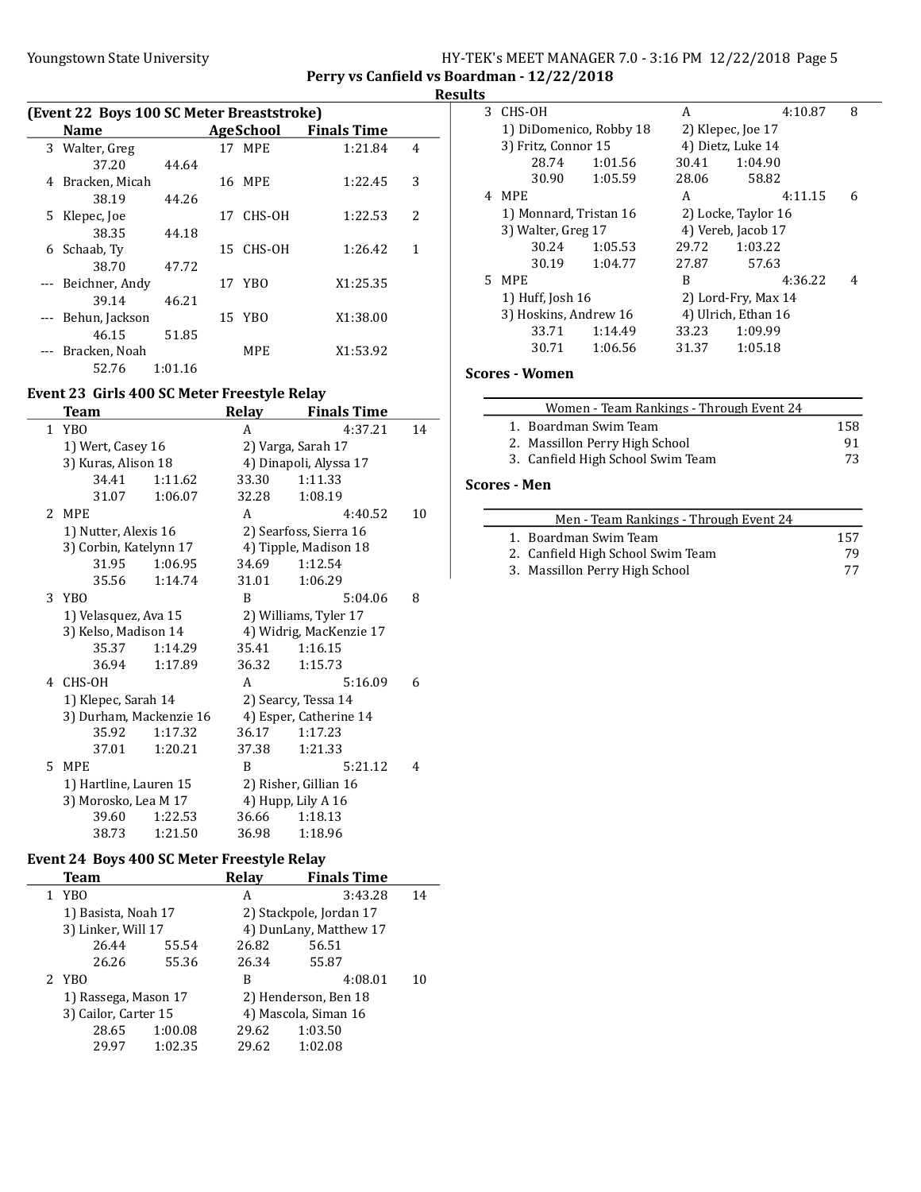Perry vs Canfield vs Boardman - 12/22/2018

Results

### (Event 22 Boys 100 SC Meter Breaststroke)

| | Name | Age | School | Finals Time | |
|---|---|---|---|---|---|
| 3 | Walter, Greg | 17 | MPE | 1:21.84 | 4 |
| | 37.20 44.64 | | | | |
| 4 | Bracken, Micah | 16 | MPE | 1:22.45 | 3 |
| | 38.19 44.26 | | | | |
| 5 | Klepec, Joe | 17 | CHS-OH | 1:22.53 | 2 |
| | 38.35 44.18 | | | | |
| 6 | Schaab, Ty | 15 | CHS-OH | 1:26.42 | 1 |
| | 38.70 47.72 | | | | |
| --- | Beichner, Andy | 17 | YBO | X1:25.35 | |
| | 39.14 46.21 | | | | |
| --- | Behun, Jackson | 15 | YBO | X1:38.00 | |
| | 46.15 51.85 | | | | |
| --- | Bracken, Noah | | MPE | X1:53.92 | |
| | 52.76 1:01.16 | | | | |

### Event 23 Girls 400 SC Meter Freestyle Relay

| | Team | Relay | Finals Time | |
|---|---|---|---|---|
| 1 | YBO | A | 4:37.21 | 14 |
| | 1) Wert, Casey 16 | 2) Varga, Sarah 17 | | |
| | 3) Kuras, Alison 18 | 4) Dinapoli, Alyssa 17 | | |
| | 34.41 1:11.62 | 33.30 1:11.33 | | |
| | 31.07 1:06.07 | 32.28 1:08.19 | | |
| 2 | MPE | A | 4:40.52 | 10 |
| | 1) Nutter, Alexis 16 | 2) Searfoss, Sierra 16 | | |
| | 3) Corbin, Katelynn 17 | 4) Tipple, Madison 18 | | |
| | 31.95 1:06.95 | 34.69 1:12.54 | | |
| | 35.56 1:14.74 | 31.01 1:06.29 | | |
| 3 | YBO | B | 5:04.06 | 8 |
| | 1) Velasquez, Ava 15 | 2) Williams, Tyler 17 | | |
| | 3) Kelso, Madison 14 | 4) Widrig, MacKenzie 17 | | |
| | 35.37 1:14.29 | 35.41 1:16.15 | | |
| | 36.94 1:17.89 | 36.32 1:15.73 | | |
| 4 | CHS-OH | A | 5:16.09 | 6 |
| | 1) Klepec, Sarah 14 | 2) Searcy, Tessa 14 | | |
| | 3) Durham, Mackenzie 16 | 4) Esper, Catherine 14 | | |
| | 35.92 1:17.32 | 36.17 1:17.23 | | |
| | 37.01 1:20.21 | 37.38 1:21.33 | | |
| 5 | MPE | B | 5:21.12 | 4 |
| | 1) Hartline, Lauren 15 | 2) Risher, Gillian 16 | | |
| | 3) Morosko, Lea M 17 | 4) Hupp, Lily A 16 | | |
| | 39.60 1:22.53 | 36.66 1:18.13 | | |
| | 38.73 1:21.50 | 36.98 1:18.96 | | |

### Event 24 Boys 400 SC Meter Freestyle Relay

| | Team | Relay | Finals Time | |
|---|---|---|---|---|
| 1 | YBO | A | 3:43.28 | 14 |
| | 1) Basista, Noah 17 | 2) Stackpole, Jordan 17 | | |
| | 3) Linker, Will 17 | 4) DunLany, Matthew 17 | | |
| | 26.44 55.54 | 26.82 56.51 | | |
| | 26.26 55.36 | 26.34 55.87 | | |
| 2 | YBO | B | 4:08.01 | 10 |
| | 1) Rassega, Mason 17 | 2) Henderson, Ben 18 | | |
| | 3) Cailor, Carter 15 | 4) Mascola, Siman 16 | | |
| | 28.65 1:00.08 | 29.62 1:03.50 | | |
| | 29.97 1:02.35 | 29.62 1:02.08 | | |
| 3 | CHS-OH | A | 4:10.87 | 8 |
| | 1) DiDomenico, Robby 18 | 2) Klepec, Joe 17 | | |
| | 3) Fritz, Connor 15 | 4) Dietz, Luke 14 | | |
| | 28.74 1:01.56 | 30.41 1:04.90 | | |
| | 30.90 1:05.59 | 28.06 58.82 | | |
| 4 | MPE | A | 4:11.15 | 6 |
| | 1) Monnard, Tristan 16 | 2) Locke, Taylor 16 | | |
| | 3) Walter, Greg 17 | 4) Vereb, Jacob 17 | | |
| | 30.24 1:05.53 | 29.72 1:03.22 | | |
| | 30.19 1:04.77 | 27.87 57.63 | | |
| 5 | MPE | B | 4:36.22 | 4 |
| | 1) Huff, Josh 16 | 2) Lord-Fry, Max 14 | | |
| | 3) Hoskins, Andrew 16 | 4) Ulrich, Ethan 16 | | |
| | 33.71 1:14.49 | 33.23 1:09.99 | | |
| | 30.71 1:06.56 | 31.37 1:05.18 | | |

### Scores - Women

| Women - Team Rankings - Through Event 24 | |
|---|---|
| 1. Boardman Swim Team | 158 |
| 2. Massillon Perry High School | 91 |
| 3. Canfield High School Swim Team | 73 |

### Scores - Men

| Men - Team Rankings - Through Event 24 | |
|---|---|
| 1. Boardman Swim Team | 157 |
| 2. Canfield High School Swim Team | 79 |
| 3. Massillon Perry High School | 77 |